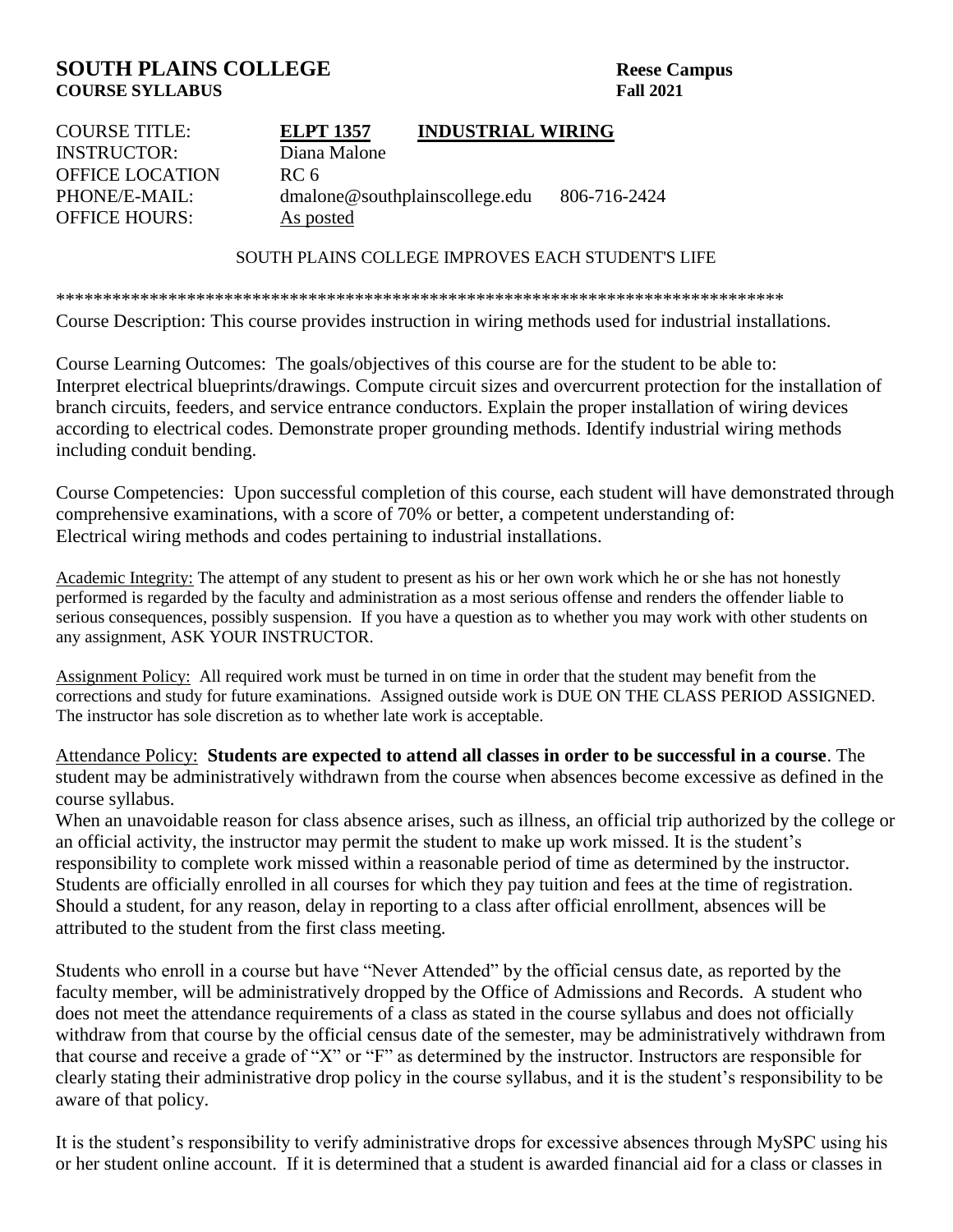**SOUTH PLAINS COLLEGE** **Reese Campus**
**COURSE SYLLABUS** **Fall 2021**

COURSE TITLE: **ELPT 1357** **INDUSTRIAL WIRING**
INSTRUCTOR: Diana Malone
OFFICE LOCATION RC 6
PHONE/E-MAIL: dmalone@southplainscollege.edu 806-716-2424
OFFICE HOURS: As posted

SOUTH PLAINS COLLEGE IMPROVES EACH STUDENT'S LIFE

*******************************************************************************

Course Description: This course provides instruction in wiring methods used for industrial installations.

Course Learning Outcomes: The goals/objectives of this course are for the student to be able to: Interpret electrical blueprints/drawings. Compute circuit sizes and overcurrent protection for the installation of branch circuits, feeders, and service entrance conductors. Explain the proper installation of wiring devices according to electrical codes. Demonstrate proper grounding methods. Identify industrial wiring methods including conduit bending.

Course Competencies: Upon successful completion of this course, each student will have demonstrated through comprehensive examinations, with a score of 70% or better, a competent understanding of: Electrical wiring methods and codes pertaining to industrial installations.

Academic Integrity: The attempt of any student to present as his or her own work which he or she has not honestly performed is regarded by the faculty and administration as a most serious offense and renders the offender liable to serious consequences, possibly suspension. If you have a question as to whether you may work with other students on any assignment, ASK YOUR INSTRUCTOR.

Assignment Policy: All required work must be turned in on time in order that the student may benefit from the corrections and study for future examinations. Assigned outside work is DUE ON THE CLASS PERIOD ASSIGNED. The instructor has sole discretion as to whether late work is acceptable.

Attendance Policy: **Students are expected to attend all classes in order to be successful in a course**. The student may be administratively withdrawn from the course when absences become excessive as defined in the course syllabus.

When an unavoidable reason for class absence arises, such as illness, an official trip authorized by the college or an official activity, the instructor may permit the student to make up work missed. It is the student's responsibility to complete work missed within a reasonable period of time as determined by the instructor. Students are officially enrolled in all courses for which they pay tuition and fees at the time of registration. Should a student, for any reason, delay in reporting to a class after official enrollment, absences will be attributed to the student from the first class meeting.

Students who enroll in a course but have "Never Attended" by the official census date, as reported by the faculty member, will be administratively dropped by the Office of Admissions and Records. A student who does not meet the attendance requirements of a class as stated in the course syllabus and does not officially withdraw from that course by the official census date of the semester, may be administratively withdrawn from that course and receive a grade of "X" or "F" as determined by the instructor. Instructors are responsible for clearly stating their administrative drop policy in the course syllabus, and it is the student's responsibility to be aware of that policy.

It is the student's responsibility to verify administrative drops for excessive absences through MySPC using his or her student online account. If it is determined that a student is awarded financial aid for a class or classes in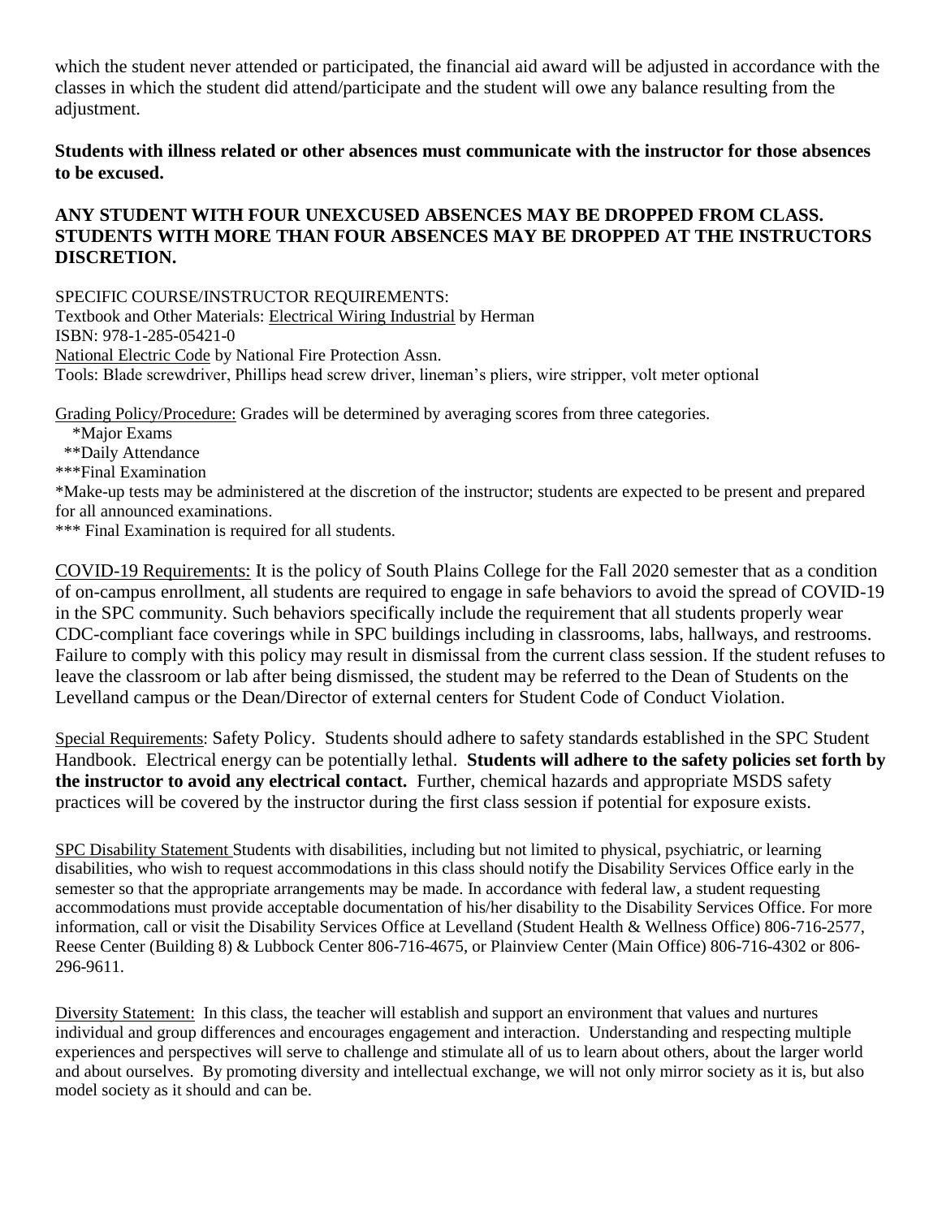which the student never attended or participated, the financial aid award will be adjusted in accordance with the classes in which the student did attend/participate and the student will owe any balance resulting from the adjustment.

**Students with illness related or other absences must communicate with the instructor for those absences to be excused.**

**ANY STUDENT WITH FOUR UNEXCUSED ABSENCES MAY BE DROPPED FROM CLASS. STUDENTS WITH MORE THAN FOUR ABSENCES MAY BE DROPPED AT THE INSTRUCTORS DISCRETION.**

SPECIFIC COURSE/INSTRUCTOR REQUIREMENTS:
Textbook and Other Materials: Electrical Wiring Industrial by Herman
ISBN: 978-1-285-05421-0
National Electric Code by National Fire Protection Assn.
Tools: Blade screwdriver, Phillips head screw driver, lineman's pliers, wire stripper, volt meter optional

Grading Policy/Procedure: Grades will be determined by averaging scores from three categories.

*Major Exams
**Daily Attendance
***Final Examination

*Make-up tests may be administered at the discretion of the instructor; students are expected to be present and prepared for all announced examinations.
*** Final Examination is required for all students.

COVID-19 Requirements: It is the policy of South Plains College for the Fall 2020 semester that as a condition of on-campus enrollment, all students are required to engage in safe behaviors to avoid the spread of COVID-19 in the SPC community. Such behaviors specifically include the requirement that all students properly wear CDC-compliant face coverings while in SPC buildings including in classrooms, labs, hallways, and restrooms. Failure to comply with this policy may result in dismissal from the current class session. If the student refuses to leave the classroom or lab after being dismissed, the student may be referred to the Dean of Students on the Levelland campus or the Dean/Director of external centers for Student Code of Conduct Violation.

Special Requirements: Safety Policy. Students should adhere to safety standards established in the SPC Student Handbook. Electrical energy can be potentially lethal. **Students will adhere to the safety policies set forth by the instructor to avoid any electrical contact.** Further, chemical hazards and appropriate MSDS safety practices will be covered by the instructor during the first class session if potential for exposure exists.

SPC Disability Statement Students with disabilities, including but not limited to physical, psychiatric, or learning disabilities, who wish to request accommodations in this class should notify the Disability Services Office early in the semester so that the appropriate arrangements may be made. In accordance with federal law, a student requesting accommodations must provide acceptable documentation of his/her disability to the Disability Services Office. For more information, call or visit the Disability Services Office at Levelland (Student Health & Wellness Office) 806-716-2577, Reese Center (Building 8) & Lubbock Center 806-716-4675, or Plainview Center (Main Office) 806-716-4302 or 806-296-9611.

Diversity Statement: In this class, the teacher will establish and support an environment that values and nurtures individual and group differences and encourages engagement and interaction. Understanding and respecting multiple experiences and perspectives will serve to challenge and stimulate all of us to learn about others, about the larger world and about ourselves. By promoting diversity and intellectual exchange, we will not only mirror society as it is, but also model society as it should and can be.